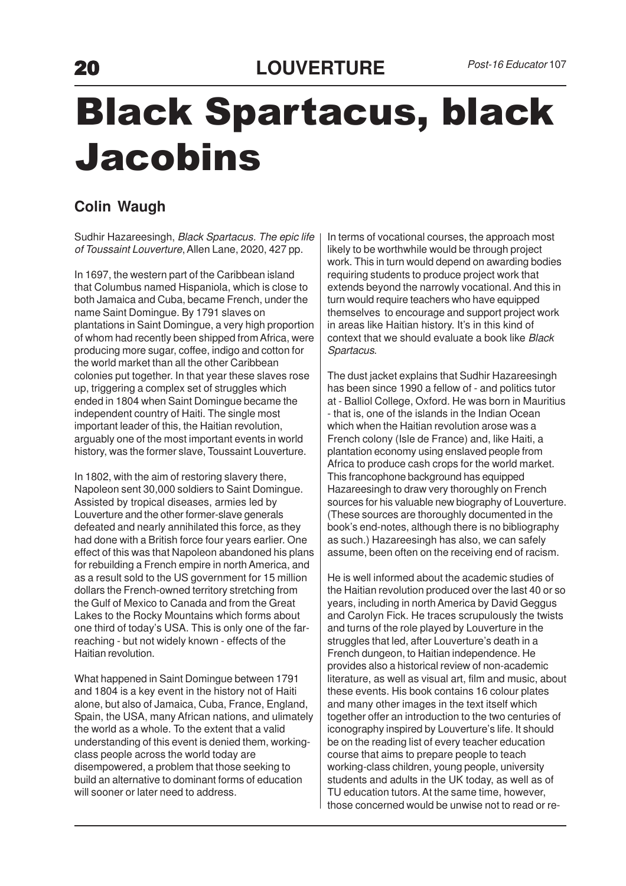# Black Spartacus, black Jacobins

## Colin Waugh

Sudhir Hazareesingh, *Black Spartacus. The epic life of Toussaint Louverture*, Allen Lane, 2020, 427 pp.

In 1697, the western part of the Caribbean island that Columbus named Hispaniola, which is close to both Jamaica and Cuba, became French, under the name Saint Domingue. By 1791 slaves on plantations in Saint Domingue, a very high proportion of whom had recently been shipped from Africa, were producing more sugar, coffee, indigo and cotton for the world market than all the other Caribbean colonies put together. In that year these slaves rose up, triggering a complex set of struggles which ended in 1804 when Saint Domingue became the independent country of Haiti. The single most important leader of this, the Haitian revolution, arguably one of the most important events in world history, was the former slave, Toussaint Louverture.

In 1802, with the aim of restoring slavery there, Napoleon sent 30,000 soldiers to Saint Domingue. Assisted by tropical diseases, armies led by Louverture and the other former-slave generals defeated and nearly annihilated this force, as they had done with a British force four years earlier. One effect of this was that Napoleon abandoned his plans for rebuilding a French empire in north America, and as a result sold to the US government for 15 million dollars the French-owned territory stretching from the Gulf of Mexico to Canada and from the Great Lakes to the Rocky Mountains which forms about one third of today's USA. This is only one of the far-reaching - but not widely known - effects of the Haitian revolution.

What happened in Saint Domingue between 1791 and 1804 is a key event in the history not of Haiti alone, but also of Jamaica, Cuba, France, England, Spain, the USA, many African nations, and ulimately the world as a whole. To the extent that a valid understanding of this event is denied them, working-class people across the world today are disempowered, a problem that those seeking to build an alternative to dominant forms of education will sooner or later need to address.

In terms of vocational courses, the approach most likely to be worthwhile would be through project work. This in turn would depend on awarding bodies requiring students to produce project work that extends beyond the narrowly vocational. And this in turn would require teachers who have equipped themselves to encourage and support project work in areas like Haitian history. It's in this kind of context that we should evaluate a book like *Black Spartacus*.

The dust jacket explains that Sudhir Hazareesingh has been since 1990 a fellow of - and politics tutor at - Balliol College, Oxford. He was born in Mauritius - that is, one of the islands in the Indian Ocean which when the Haitian revolution arose was a French colony (Isle de France) and, like Haiti, a plantation economy using enslaved people from Africa to produce cash crops for the world market. This francophone background has equipped Hazareesingh to draw very thoroughly on French sources for his valuable new biography of Louverture. (These sources are thoroughly documented in the book's end-notes, although there is no bibliography as such.) Hazareesingh has also, we can safely assume, been often on the receiving end of racism.

He is well informed about the academic studies of the Haitian revolution produced over the last 40 or so years, including in north America by David Geggus and Carolyn Fick. He traces scrupulously the twists and turns of the role played by Louverture in the struggles that led, after Louverture's death in a French dungeon, to Haitian independence. He provides also a historical review of non-academic literature, as well as visual art, film and music, about these events. His book contains 16 colour plates and many other images in the text itself which together offer an introduction to the two centuries of iconography inspired by Louverture's life. It should be on the reading list of every teacher education course that aims to prepare people to teach working-class children, young people, university students and adults in the UK today, as well as of TU education tutors. At the same time, however, those concerned would be unwise not to read or re-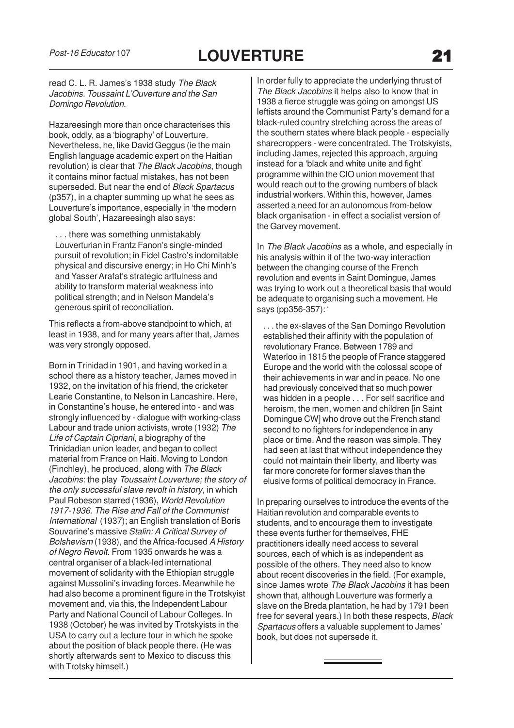read C. L. R. James's 1938 study *The Black Jacobins. Toussaint L'Ouverture and the San Domingo Revolution*.

Hazareesingh more than once characterises this book, oddly, as a 'biography' of Louverture. Nevertheless, he, like David Geggus (ie the main English language academic expert on the Haitian revolution) is clear that *The Black Jacobins*, though it contains minor factual mistakes, has not been superseded. But near the end of *Black Spartacus* (p357), in a chapter summing up what he sees as Louverture's importance, especially in 'the modern global South', Hazareesingh also says:

> . . . there was something unmistakably Louverturian in Frantz Fanon's single-minded pursuit of revolution; in Fidel Castro's indomitable physical and discursive energy; in Ho Chi Minh's and Yasser Arafat's strategic artfulness and ability to transform material weakness into political strength; and in Nelson Mandela's generous spirit of reconciliation.

This reflects a from-above standpoint to which, at least in 1938, and for many years after that, James was very strongly opposed.

Born in Trinidad in 1901, and having worked in a school there as a history teacher, James moved in 1932, on the invitation of his friend, the cricketer Learie Constantine, to Nelson in Lancashire. Here, in Constantine's house, he entered into - and was strongly influenced by - dialogue with working-class Labour and trade union activists, wrote (1932) *The Life of Captain Cipriani*, a biography of the Trinidadian union leader, and began to collect material from France on Haiti. Moving to London (Finchley), he produced, along with *The Black Jacobins*: the play *Toussaint Louverture; the story of the only successful slave revolt in history*, in which Paul Robeson starred (1936), *World Revolution 1917-1936. The Rise and Fall of the Communist International* (1937); an English translation of Boris Souvarine's massive *Stalin: A Critical Survey of Bolshevism* (1938), and the Africa-focused *A History of Negro Revolt*. From 1935 onwards he was a central organiser of a black-led international movement of solidarity with the Ethiopian struggle against Mussolini's invading forces. Meanwhile he had also become a prominent figure in the Trotskyist movement and, via this, the Independent Labour Party and National Council of Labour Colleges. In 1938 (October) he was invited by Trotskyists in the USA to carry out a lecture tour in which he spoke about the position of black people there. (He was shortly afterwards sent to Mexico to discuss this with Trotsky himself.)

In order fully to appreciate the underlying thrust of *The Black Jacobins* it helps also to know that in 1938 a fierce struggle was going on amongst US leftists around the Communist Party's demand for a black-ruled country stretching across the areas of the southern states where black people - especially sharecroppers - were concentrated. The Trotskyists, including James, rejected this approach, arguing instead for a 'black and white unite and fight' programme within the CIO union movement that would reach out to the growing numbers of black industrial workers. Within this, however, James asserted a need for an autonomous from-below black organisation - in effect a socialist version of the Garvey movement.

In *The Black Jacobins* as a whole, and especially in his analysis within it of the two-way interaction between the changing course of the French revolution and events in Saint Domingue, James was trying to work out a theoretical basis that would be adequate to organising such a movement. He says (pp356-357): '

> . . . the ex-slaves of the San Domingo Revolution established their affinity with the population of revolutionary France. Between 1789 and Waterloo in 1815 the people of France staggered Europe and the world with the colossal scope of their achievements in war and in peace. No one had previously conceived that so much power was hidden in a people . . . For self sacrifice and heroism, the men, women and children [in Saint Domingue CW] who drove out the French stand second to no fighters for independence in any place or time. And the reason was simple. They had seen at last that without independence they could not maintain their liberty, and liberty was far more concrete for former slaves than the elusive forms of political democracy in France.

In preparing ourselves to introduce the events of the Haitian revolution and comparable events to students, and to encourage them to investigate these events further for themselves, FHE practitioners ideally need access to several sources, each of which is as independent as possible of the others. They need also to know about recent discoveries in the field. (For example, since James wrote *The Black Jacobins* it has been shown that, although Louverture was formerly a slave on the Breda plantation, he had by 1791 been free for several years.) In both these respects, *Black Spartacus* offers a valuable supplement to James' book, but does not supersede it.